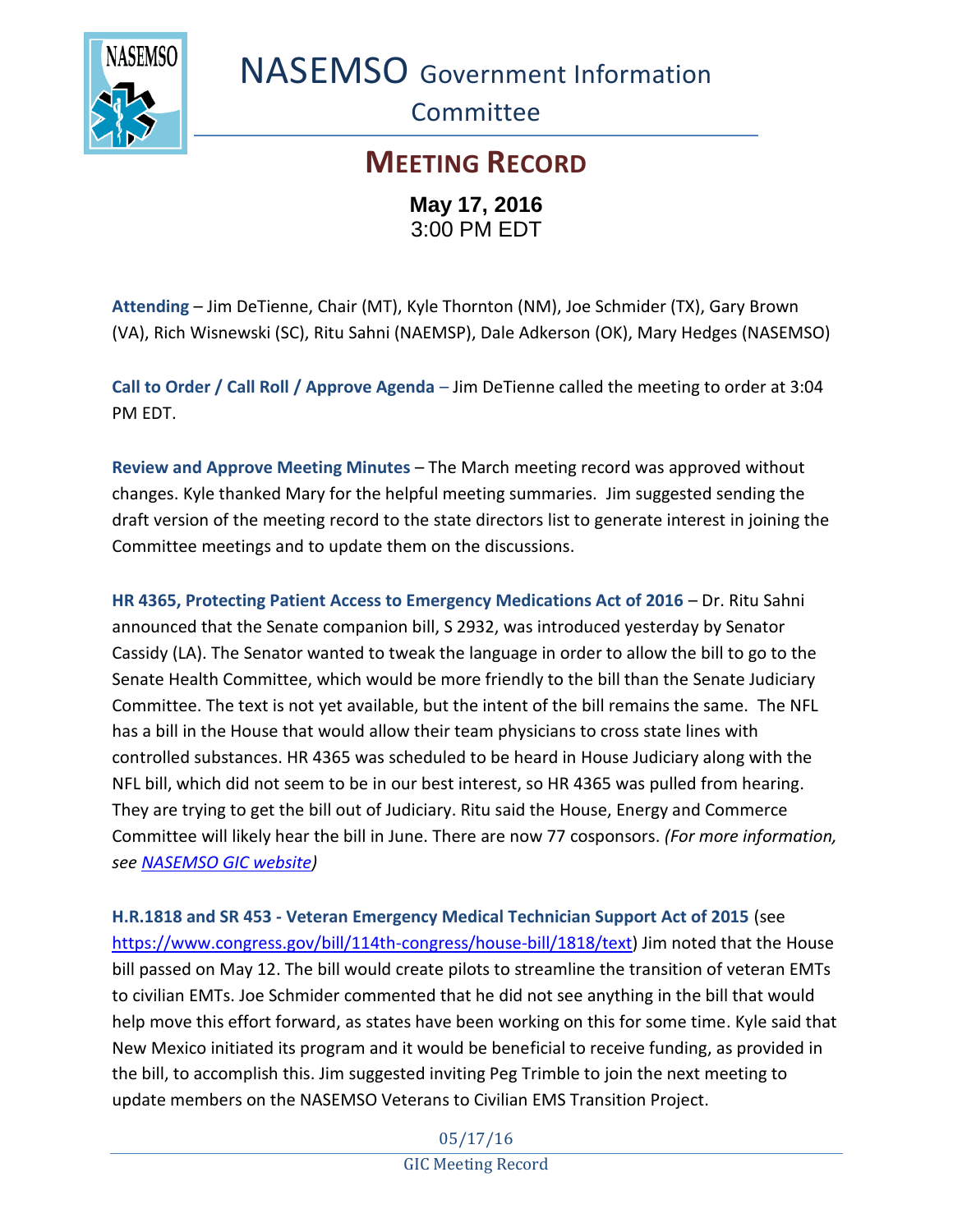# NASEMSO Government Information Committee

## MEETING RECORD

**May 17, 2016**
3:00 PM EDT

**Attending** – Jim DeTienne, Chair (MT), Kyle Thornton (NM), Joe Schmider (TX), Gary Brown (VA), Rich Wisnewski (SC), Ritu Sahni (NAEMSP), Dale Adkerson (OK), Mary Hedges (NASEMSO)

**Call to Order / Call Roll / Approve Agenda** – Jim DeTienne called the meeting to order at 3:04 PM EDT.

**Review and Approve Meeting Minutes** – The March meeting record was approved without changes. Kyle thanked Mary for the helpful meeting summaries. Jim suggested sending the draft version of the meeting record to the state directors list to generate interest in joining the Committee meetings and to update them on the discussions.

**HR 4365, Protecting Patient Access to Emergency Medications Act of 2016** – Dr. Ritu Sahni announced that the Senate companion bill, S 2932, was introduced yesterday by Senator Cassidy (LA). The Senator wanted to tweak the language in order to allow the bill to go to the Senate Health Committee, which would be more friendly to the bill than the Senate Judiciary Committee. The text is not yet available, but the intent of the bill remains the same. The NFL has a bill in the House that would allow their team physicians to cross state lines with controlled substances. HR 4365 was scheduled to be heard in House Judiciary along with the NFL bill, which did not seem to be in our best interest, so HR 4365 was pulled from hearing. They are trying to get the bill out of Judiciary. Ritu said the House, Energy and Commerce Committee will likely hear the bill in June. There are now 77 cosponsors. *(For more information, see [NASEMSO GIC website](NASEMSO GIC website))*

**H.R.1818 and SR 453 - Veteran Emergency Medical Technician Support Act of 2015** (see [https://www.congress.gov/bill/114th-congress/house-bill/1818/text](https://www.congress.gov/bill/114th-congress/house-bill/1818/text)) Jim noted that the House bill passed on May 12. The bill would create pilots to streamline the transition of veteran EMTs to civilian EMTs. Joe Schmider commented that he did not see anything in the bill that would help move this effort forward, as states have been working on this for some time. Kyle said that New Mexico initiated its program and it would be beneficial to receive funding, as provided in the bill, to accomplish this. Jim suggested inviting Peg Trimble to join the next meeting to update members on the NASEMSO Veterans to Civilian EMS Transition Project.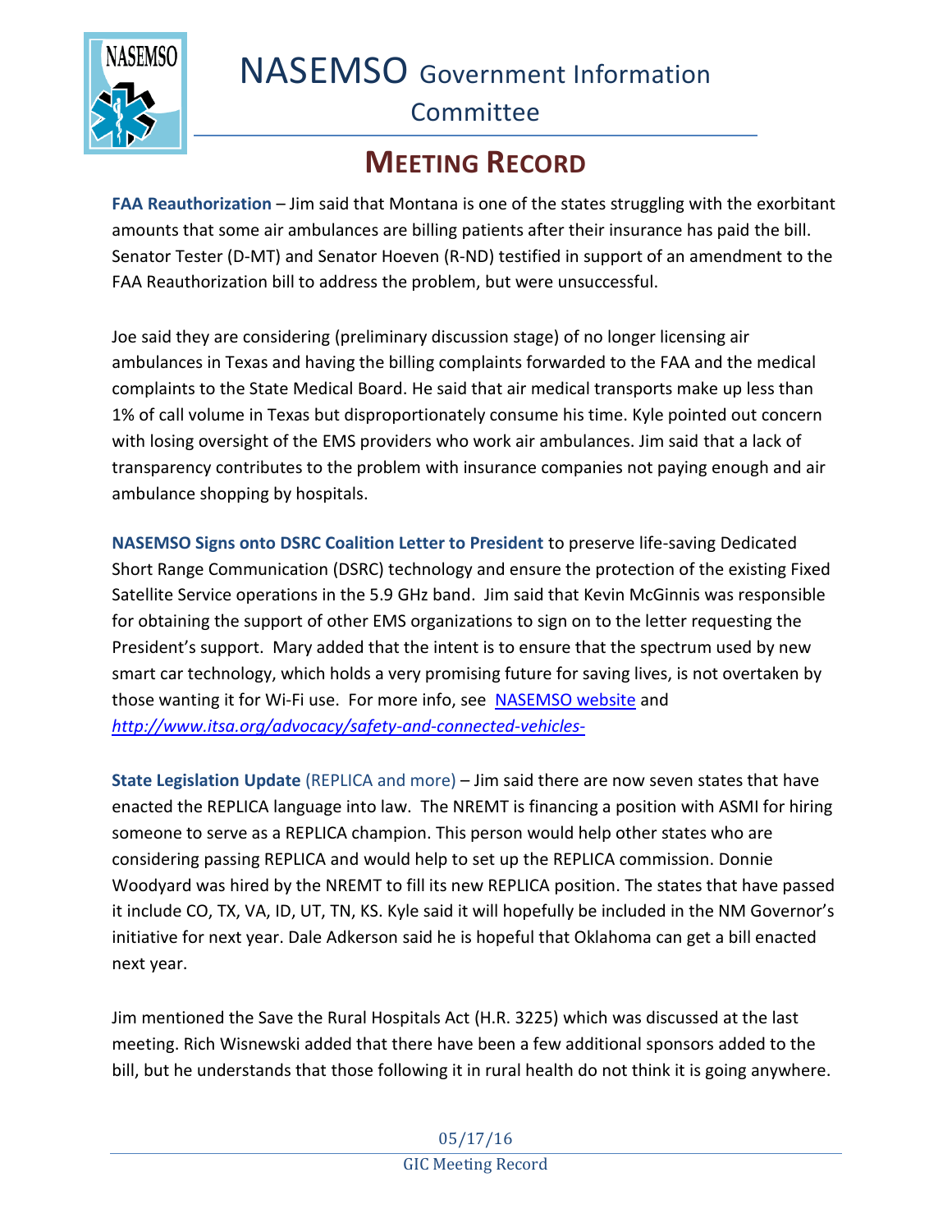**FAA Reauthorization** – Jim said that Montana is one of the states struggling with the exorbitant amounts that some air ambulances are billing patients after their insurance has paid the bill. Senator Tester (D-MT) and Senator Hoeven (R-ND) testified in support of an amendment to the FAA Reauthorization bill to address the problem, but were unsuccessful.

Joe said they are considering (preliminary discussion stage) of no longer licensing air ambulances in Texas and having the billing complaints forwarded to the FAA and the medical complaints to the State Medical Board. He said that air medical transports make up less than 1% of call volume in Texas but disproportionately consume his time. Kyle pointed out concern with losing oversight of the EMS providers who work air ambulances. Jim said that a lack of transparency contributes to the problem with insurance companies not paying enough and air ambulance shopping by hospitals.

**NASEMSO Signs onto DSRC Coalition Letter to President** to preserve life-saving Dedicated Short Range Communication (DSRC) technology and ensure the protection of the existing Fixed Satellite Service operations in the 5.9 GHz band. Jim said that Kevin McGinnis was responsible for obtaining the support of other EMS organizations to sign on to the letter requesting the President's support. Mary added that the intent is to ensure that the spectrum used by new smart car technology, which holds a very promising future for saving lives, is not overtaken by those wanting it for Wi-Fi use. For more info, see NASEMSO website and *http://www.itsa.org/advocacy/safety-and-connected-vehicles-*

**State Legislation Update** (REPLICA and more) – Jim said there are now seven states that have enacted the REPLICA language into law. The NREMT is financing a position with ASMI for hiring someone to serve as a REPLICA champion. This person would help other states who are considering passing REPLICA and would help to set up the REPLICA commission. Donnie Woodyard was hired by the NREMT to fill its new REPLICA position. The states that have passed it include CO, TX, VA, ID, UT, TN, KS. Kyle said it will hopefully be included in the NM Governor's initiative for next year. Dale Adkerson said he is hopeful that Oklahoma can get a bill enacted next year.

Jim mentioned the Save the Rural Hospitals Act (H.R. 3225) which was discussed at the last meeting. Rich Wisnewski added that there have been a few additional sponsors added to the bill, but he understands that those following it in rural health do not think it is going anywhere.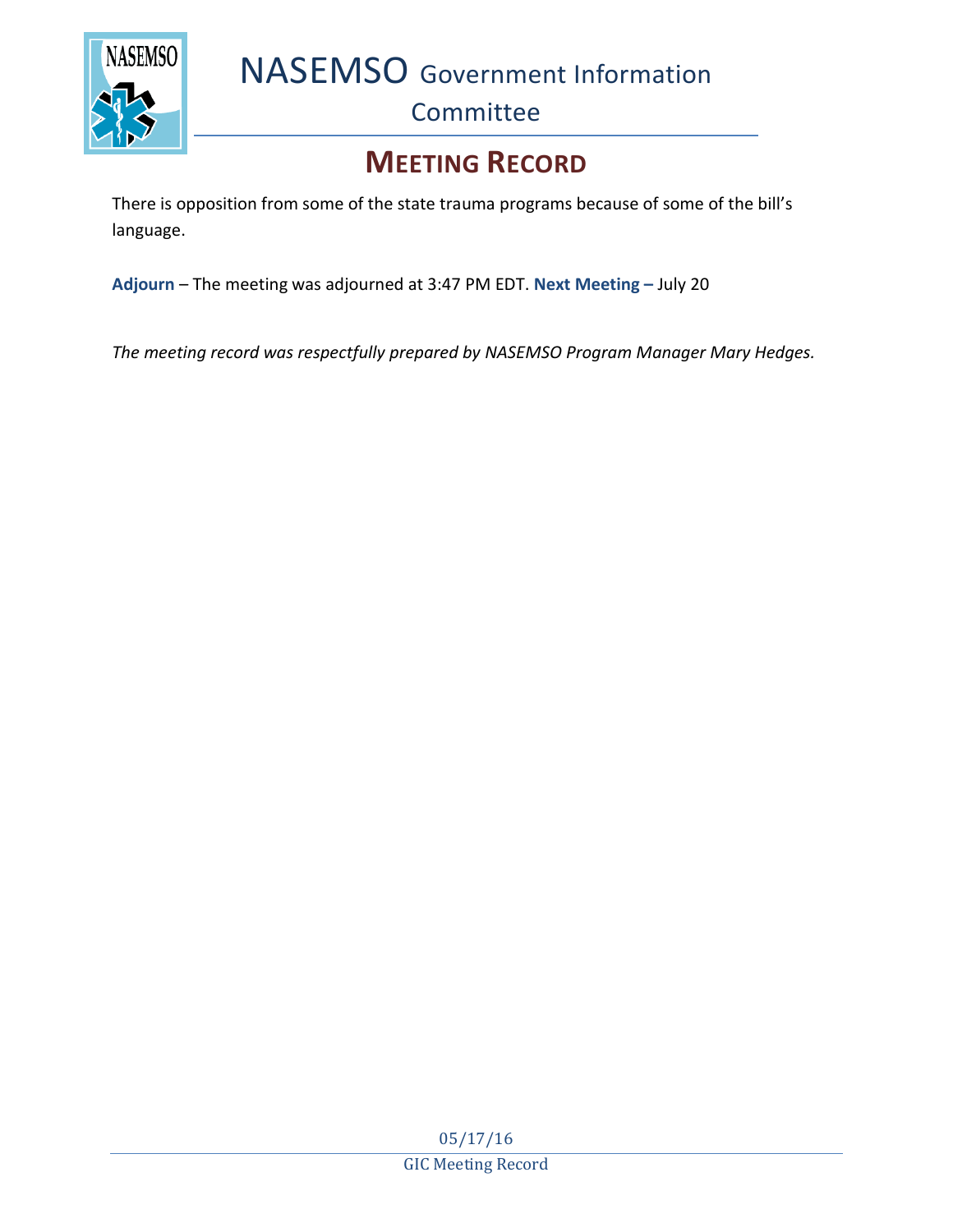There is opposition from some of the state trauma programs because of some of the bill's language.

**Adjourn** – The meeting was adjourned at 3:47 PM EDT. **Next Meeting –** July 20

*The meeting record was respectfully prepared by NASEMSO Program Manager Mary Hedges.*